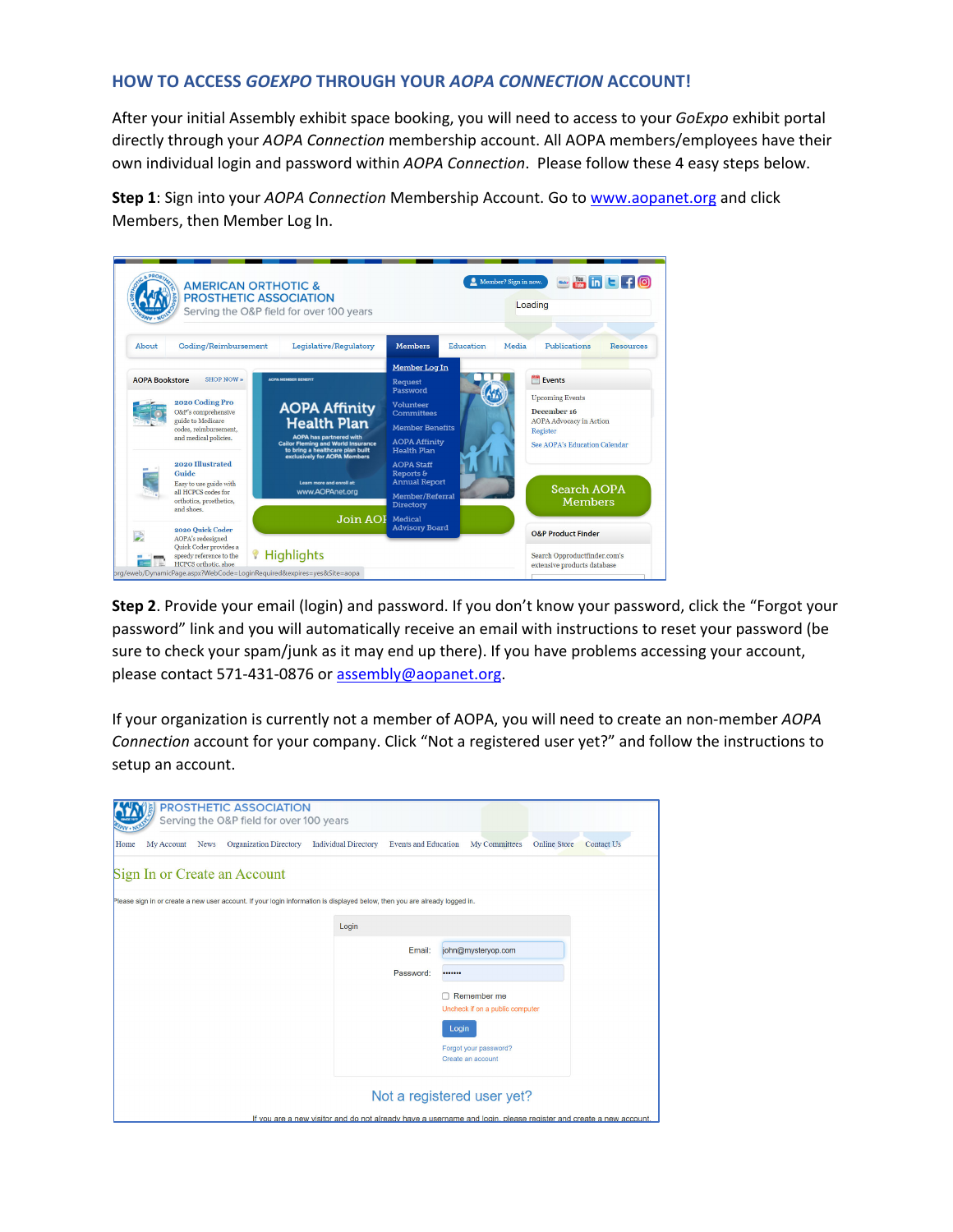## HOW TO ACCESS *GOEXPO* THROUGH YOUR *AOPA CONNECTION* ACCOUNT!

After your initial Assembly exhibit space booking, you will need to access to your *GoExpo* exhibit portal directly through your *AOPA Connection* membership account. All AOPA members/employees have their own individual login and password within *AOPA Connection*. Please follow these 4 easy steps below.

**Step 1**: Sign into your *AOPA Connection* Membership Account. Go to [www.aopanet.org](www.aopanet.org) and click Members, then Member Log In.

**Step 2**. Provide your email (login) and password. If you don't know your password, click the "Forgot your password" link and you will automatically receive an email with instructions to reset your password (be sure to check your spam/junk as it may end up there). If you have problems accessing your account, please contact 571-431-0876 or [assembly@aopanet.org](mailto:assembly@aopanet.org).

If your organization is currently not a member of AOPA, you will need to create an non-member *AOPA Connection* account for your company. Click "Not a registered user yet?" and follow the instructions to setup an account.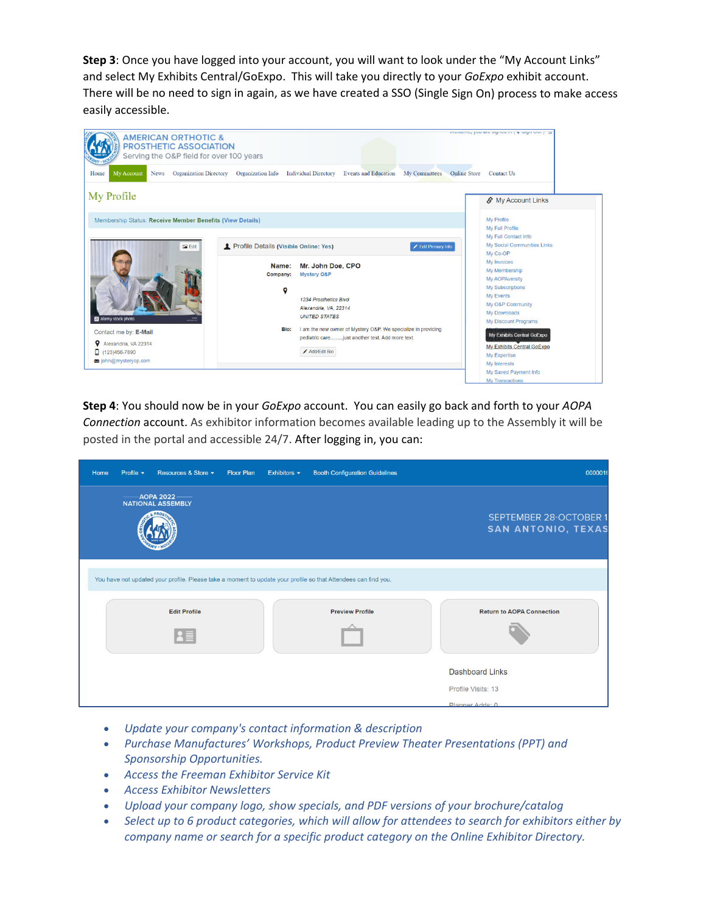**Step 3**: Once you have logged into your account, you will want to look under the "My Account Links" and select My Exhibits Central/GoExpo. This will take you directly to your *GoExpo* exhibit account. There will be no need to sign in again, as we have created a SSO (Single Sign On) process to make access easily accessible.

**Step 4**: You should now be in your *GoExpo* account. You can easily go back and forth to your *AOPA Connection* account. As exhibitor information becomes available leading up to the Assembly it will be posted in the portal and accessible 24/7. After logging in, you can:

- *Update your company's contact information & description*
- *Purchase Manufactures' Workshops, Product Preview Theater Presentations (PPT) and Sponsorship Opportunities.*
- *Access the Freeman Exhibitor Service Kit*
- *Access Exhibitor Newsletters*
- *Upload your company logo, show specials, and PDF versions of your brochure/catalog*
- *Select up to 6 product categories, which will allow for attendees to search for exhibitors either by company name or search for a specific product category on the Online Exhibitor Directory.*